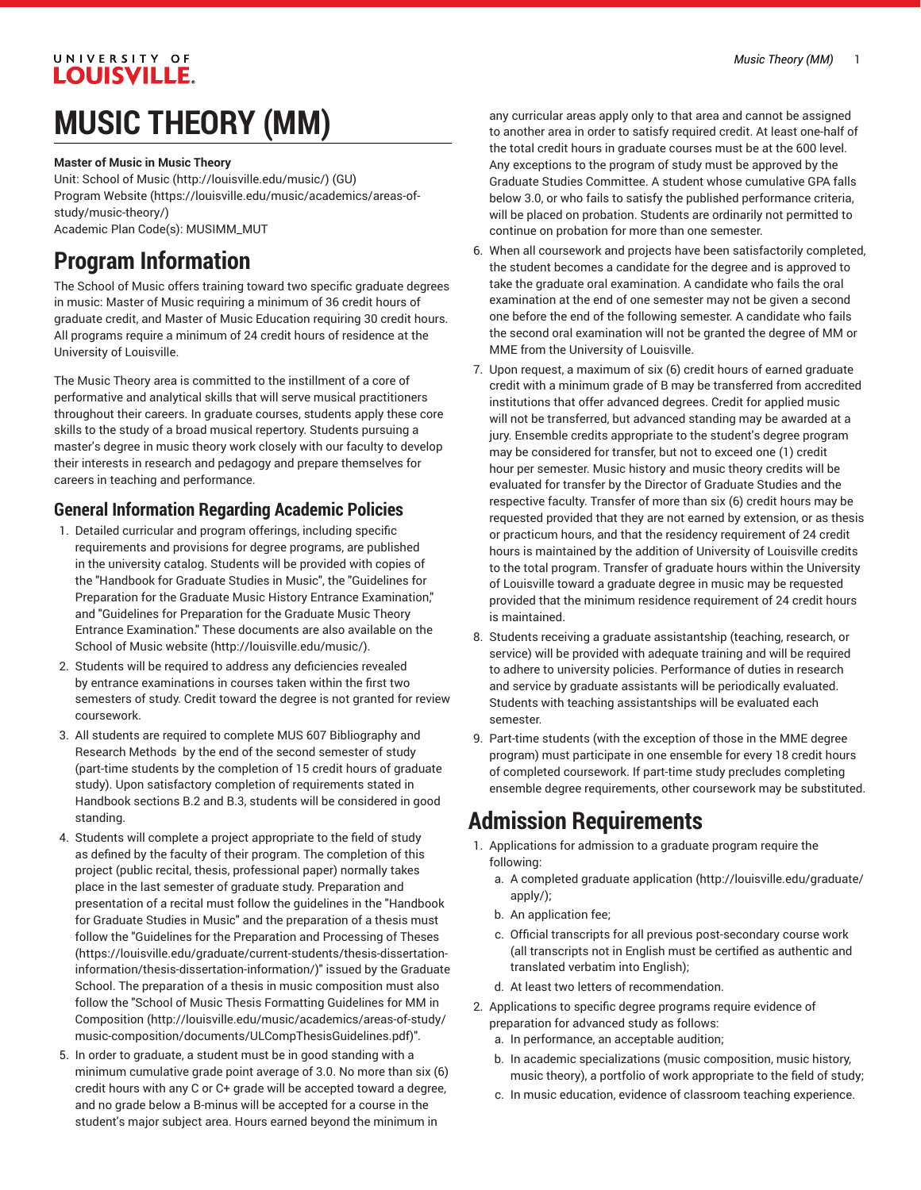# MUSIC THEORY (MM)

**Master of Music in Music Theory**

Unit: School of Music (http://louisville.edu/music/) (GU)
Program Website (https://louisville.edu/music/academics/areas-of-study/music-theory/)
Academic Plan Code(s): MUSIMM_MUT

## Program Information

The School of Music offers training toward two specific graduate degrees in music: Master of Music requiring a minimum of 36 credit hours of graduate credit, and Master of Music Education requiring 30 credit hours. All programs require a minimum of 24 credit hours of residence at the University of Louisville.

The Music Theory area is committed to the instillment of a core of performative and analytical skills that will serve musical practitioners throughout their careers. In graduate courses, students apply these core skills to the study of a broad musical repertory. Students pursuing a master's degree in music theory work closely with our faculty to develop their interests in research and pedagogy and prepare themselves for careers in teaching and performance.

### General Information Regarding Academic Policies

1. Detailed curricular and program offerings, including specific requirements and provisions for degree programs, are published in the university catalog. Students will be provided with copies of the "Handbook for Graduate Studies in Music", the "Guidelines for Preparation for the Graduate Music History Entrance Examination," and "Guidelines for Preparation for the Graduate Music Theory Entrance Examination." These documents are also available on the School of Music website (http://louisville.edu/music/).
2. Students will be required to address any deficiencies revealed by entrance examinations in courses taken within the first two semesters of study. Credit toward the degree is not granted for review coursework.
3. All students are required to complete MUS 607 Bibliography and Research Methods by the end of the second semester of study (part-time students by the completion of 15 credit hours of graduate study). Upon satisfactory completion of requirements stated in Handbook sections B.2 and B.3, students will be considered in good standing.
4. Students will complete a project appropriate to the field of study as defined by the faculty of their program. The completion of this project (public recital, thesis, professional paper) normally takes place in the last semester of graduate study. Preparation and presentation of a recital must follow the guidelines in the "Handbook for Graduate Studies in Music" and the preparation of a thesis must follow the "Guidelines for the Preparation and Processing of Theses (https://louisville.edu/graduate/current-students/thesis-dissertation-information/thesis-dissertation-information/)" issued by the Graduate School. The preparation of a thesis in music composition must also follow the "School of Music Thesis Formatting Guidelines for MM in Composition (http://louisville.edu/music/academics/areas-of-study/music-composition/documents/ULCompThesisGuidelines.pdf)".
5. In order to graduate, a student must be in good standing with a minimum cumulative grade point average of 3.0. No more than six (6) credit hours with any C or C+ grade will be accepted toward a degree, and no grade below a B-minus will be accepted for a course in the student's major subject area. Hours earned beyond the minimum in any curricular areas apply only to that area and cannot be assigned to another area in order to satisfy required credit. At least one-half of the total credit hours in graduate courses must be at the 600 level. Any exceptions to the program of study must be approved by the Graduate Studies Committee. A student whose cumulative GPA falls below 3.0, or who fails to satisfy the published performance criteria, will be placed on probation. Students are ordinarily not permitted to continue on probation for more than one semester.
6. When all coursework and projects have been satisfactorily completed, the student becomes a candidate for the degree and is approved to take the graduate oral examination. A candidate who fails the oral examination at the end of one semester may not be given a second one before the end of the following semester. A candidate who fails the second oral examination will not be granted the degree of MM or MME from the University of Louisville.
7. Upon request, a maximum of six (6) credit hours of earned graduate credit with a minimum grade of B may be transferred from accredited institutions that offer advanced degrees. Credit for applied music will not be transferred, but advanced standing may be awarded at a jury. Ensemble credits appropriate to the student's degree program may be considered for transfer, but not to exceed one (1) credit hour per semester. Music history and music theory credits will be evaluated for transfer by the Director of Graduate Studies and the respective faculty. Transfer of more than six (6) credit hours may be requested provided that they are not earned by extension, or as thesis or practicum hours, and that the residency requirement of 24 credit hours is maintained by the addition of University of Louisville credits to the total program. Transfer of graduate hours within the University of Louisville toward a graduate degree in music may be requested provided that the minimum residence requirement of 24 credit hours is maintained.
8. Students receiving a graduate assistantship (teaching, research, or service) will be provided with adequate training and will be required to adhere to university policies. Performance of duties in research and service by graduate assistants will be periodically evaluated. Students with teaching assistantships will be evaluated each semester.
9. Part-time students (with the exception of those in the MME degree program) must participate in one ensemble for every 18 credit hours of completed coursework. If part-time study precludes completing ensemble degree requirements, other coursework may be substituted.

## Admission Requirements

1. Applications for admission to a graduate program require the following:
   a. A completed graduate application (http://louisville.edu/graduate/apply/);
   b. An application fee;
   c. Official transcripts for all previous post-secondary course work (all transcripts not in English must be certified as authentic and translated verbatim into English);
   d. At least two letters of recommendation.
2. Applications to specific degree programs require evidence of preparation for advanced study as follows:
   a. In performance, an acceptable audition;
   b. In academic specializations (music composition, music history, music theory), a portfolio of work appropriate to the field of study;
   c. In music education, evidence of classroom teaching experience.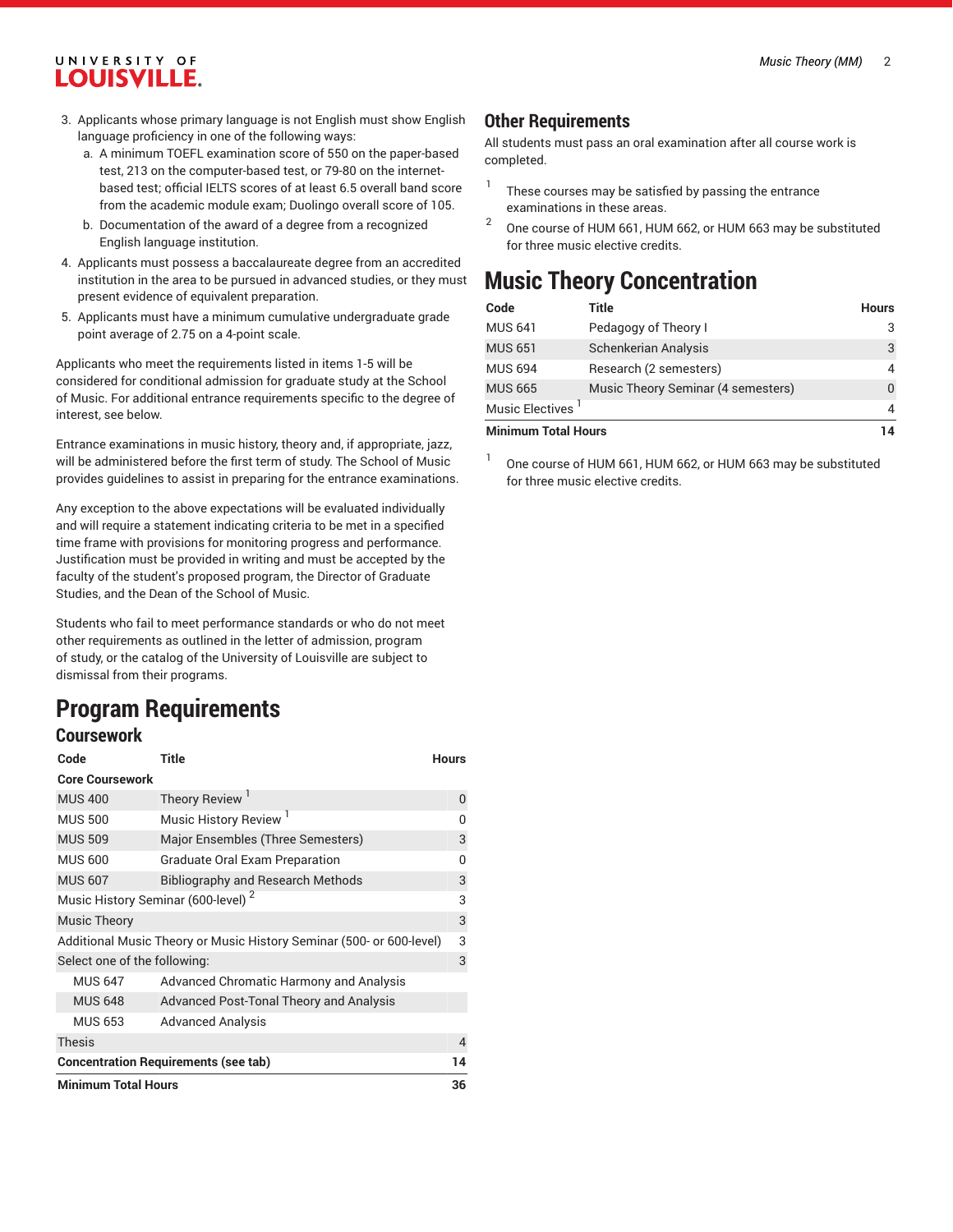3. Applicants whose primary language is not English must show English language proficiency in one of the following ways:
   a. A minimum TOEFL examination score of 550 on the paper-based test, 213 on the computer-based test, or 79-80 on the internet-based test; official IELTS scores of at least 6.5 overall band score from the academic module exam; Duolingo overall score of 105.
   b. Documentation of the award of a degree from a recognized English language institution.
4. Applicants must possess a baccalaureate degree from an accredited institution in the area to be pursued in advanced studies, or they must present evidence of equivalent preparation.
5. Applicants must have a minimum cumulative undergraduate grade point average of 2.75 on a 4-point scale.

Applicants who meet the requirements listed in items 1-5 will be considered for conditional admission for graduate study at the School of Music. For additional entrance requirements specific to the degree of interest, see below.

Entrance examinations in music history, theory and, if appropriate, jazz, will be administered before the first term of study. The School of Music provides guidelines to assist in preparing for the entrance examinations.

Any exception to the above expectations will be evaluated individually and will require a statement indicating criteria to be met in a specified time frame with provisions for monitoring progress and performance. Justification must be provided in writing and must be accepted by the faculty of the student's proposed program, the Director of Graduate Studies, and the Dean of the School of Music.

Students who fail to meet performance standards or who do not meet other requirements as outlined in the letter of admission, program of study, or the catalog of the University of Louisville are subject to dismissal from their programs.

# Program Requirements

## Coursework

| Code | Title | Hours |
|---|---|---|
| **Core Coursework** | | |
| MUS 400 | Theory Review [1] | 0 |
| MUS 500 | Music History Review [1] | 0 |
| MUS 509 | Major Ensembles (Three Semesters) | 3 |
| MUS 600 | Graduate Oral Exam Preparation | 0 |
| MUS 607 | Bibliography and Research Methods | 3 |
| Music History Seminar (600-level) [2] | | 3 |
| Music Theory | | 3 |
| Additional Music Theory or Music History Seminar (500- or 600-level) | | 3 |
| Select one of the following: | | 3 |
| MUS 647 | Advanced Chromatic Harmony and Analysis | |
| MUS 648 | Advanced Post-Tonal Theory and Analysis | |
| MUS 653 | Advanced Analysis | |
| Thesis | | 4 |
| **Concentration Requirements (see tab)** | | **14** |
| **Minimum Total Hours** | | **36** |

## Other Requirements

All students must pass an oral examination after all course work is completed.

1. These courses may be satisfied by passing the entrance examinations in these areas.
2. One course of HUM 661, HUM 662, or HUM 663 may be substituted for three music elective credits.

# Music Theory Concentration

| Code | Title | Hours |
|---|---|---|
| MUS 641 | Pedagogy of Theory I | 3 |
| MUS 651 | Schenkerian Analysis | 3 |
| MUS 694 | Research (2 semesters) | 4 |
| MUS 665 | Music Theory Seminar (4 semesters) | 0 |
| Music Electives [1] | | 4 |
| **Minimum Total Hours** | | **14** |

1. One course of HUM 661, HUM 662, or HUM 663 may be substituted for three music elective credits.